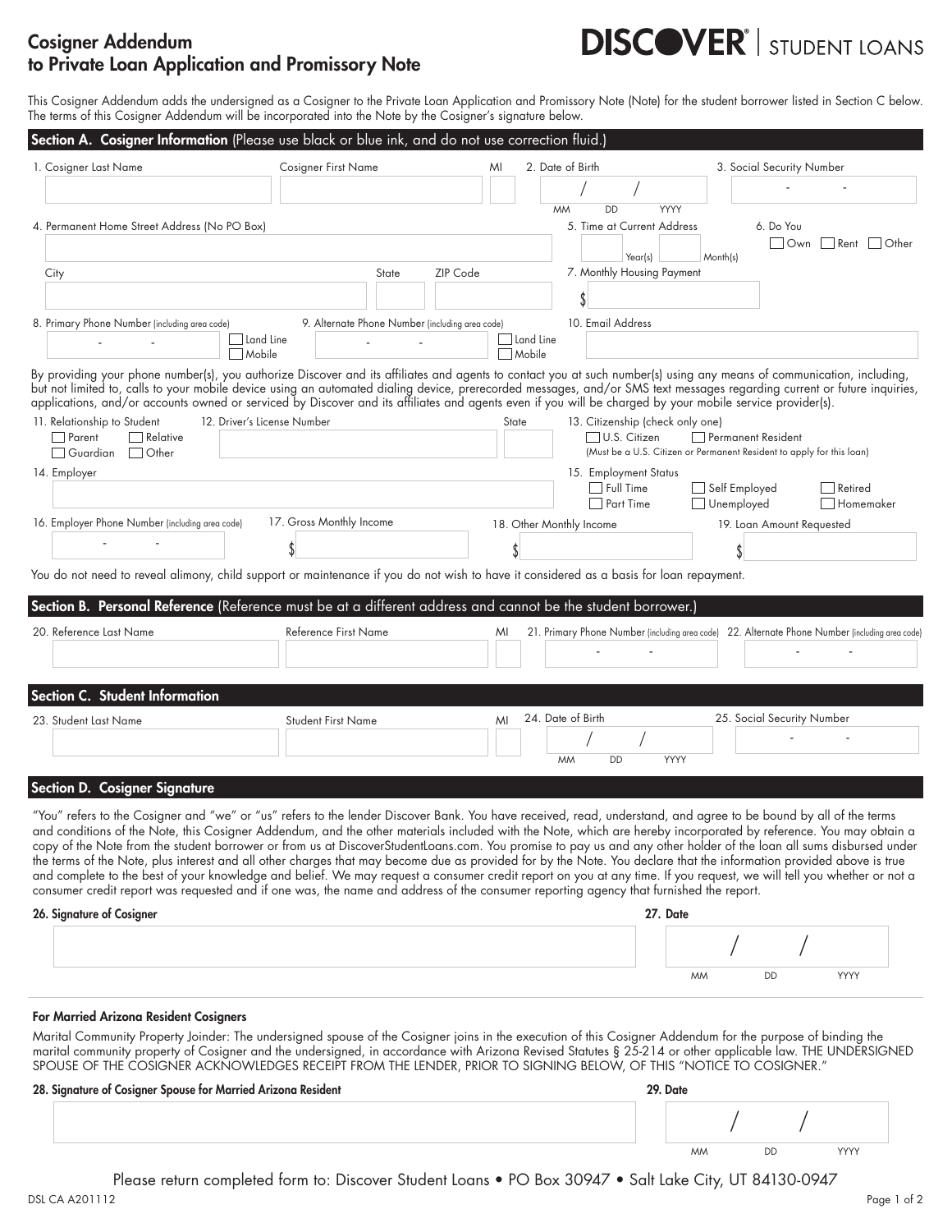# Cosigner Addendum to Private Loan Application and Promissory Note

**DISCOVER® | STUDENT LOANS**

This Cosigner Addendum adds the undersigned as a Cosigner to the Private Loan Application and Promissory Note (Note) for the student borrower listed in Section C below. The terms of this Cosigner Addendum will be incorporated into the Note by the Cosigner's signature below.

## Section A. Cosigner Information (Please use black or blue ink, and do not use correction fluid.)

1. Cosigner Last Name ______ Cosigner First Name ______ MI ___
2. Date of Birth ___ / ___ / ______ (MM DD YYYY)
3. Social Security Number ___ - ___ - ___
4. Permanent Home Street Address (No PO Box) ______
   City ______ State ___ ZIP Code ______
5. Time at Current Address ___ Year(s) ___ Month(s)
6. Do You ☐ Own ☐ Rent ☐ Other
7. Monthly Housing Payment $______
8. Primary Phone Number (including area code) ___ - ___ - ___ ☐ Land Line ☐ Mobile
9. Alternate Phone Number (including area code) ___ - ___ - ___ ☐ Land Line ☐ Mobile
10. Email Address ______

By providing your phone number(s), you authorize Discover and its affiliates and agents to contact you at such number(s) using any means of communication, including, but not limited to, calls to your mobile device using an automated dialing device, prerecorded messages, and/or SMS text messages regarding current or future inquiries, applications, and/or accounts owned or serviced by Discover and its affiliates and agents even if you will be charged by your mobile service provider(s).

11. Relationship to Student ☐ Parent ☐ Relative ☐ Guardian ☐ Other
12. Driver's License Number ______ State ___
13. Citizenship (check only one) ☐ U.S. Citizen ☐ Permanent Resident (Must be a U.S. Citizen or Permanent Resident to apply for this loan)
14. Employer ______
15. Employment Status ☐ Full Time ☐ Part Time ☐ Self Employed ☐ Unemployed ☐ Retired ☐ Homemaker
16. Employer Phone Number (including area code) ___ - ___ - ___
17. Gross Monthly Income $______
18. Other Monthly Income $______
19. Loan Amount Requested $______

You do not need to reveal alimony, child support or maintenance if you do not wish to have it considered as a basis for loan repayment.

## Section B. Personal Reference (Reference must be at a different address and cannot be the student borrower.)

20. Reference Last Name ______ Reference First Name ______ MI ___
21. Primary Phone Number (including area code) ___ - ___ - ___
22. Alternate Phone Number (including area code) ___ - ___ - ___

## Section C. Student Information

23. Student Last Name ______ Student First Name ______ MI ___
24. Date of Birth ___ / ___ / ______ (MM DD YYYY)
25. Social Security Number ___ - ___ - ___

## Section D. Cosigner Signature

"You" refers to the Cosigner and "we" or "us" refers to the lender Discover Bank. You have received, read, understand, and agree to be bound by all of the terms and conditions of the Note, this Cosigner Addendum, and the other materials included with the Note, which are hereby incorporated by reference. You may obtain a copy of the Note from the student borrower or from us at DiscoverStudentLoans.com. You promise to pay us and any other holder of the loan all sums disbursed under the terms of the Note, plus interest and all other charges that may become due as provided for by the Note. You declare that the information provided above is true and complete to the best of your knowledge and belief. We may request a consumer credit report on you at any time. If you request, we will tell you whether or not a consumer credit report was requested and if one was, the name and address of the consumer reporting agency that furnished the report.

**26. Signature of Cosigner** ______

**27. Date** ___ / ___ / ______ (MM DD YYYY)

**For Married Arizona Resident Cosigners**

Marital Community Property Joinder: The undersigned spouse of the Cosigner joins in the execution of this Cosigner Addendum for the purpose of binding the marital community property of Cosigner and the undersigned, in accordance with Arizona Revised Statutes § 25-214 or other applicable law. THE UNDERSIGNED SPOUSE OF THE COSIGNER ACKNOWLEDGES RECEIPT FROM THE LENDER, PRIOR TO SIGNING BELOW, OF THIS "NOTICE TO COSIGNER."

**28. Signature of Cosigner Spouse for Married Arizona Resident** ______

**29. Date** ___ / ___ / ______ (MM DD YYYY)

Please return completed form to: Discover Student Loans • PO Box 30947 • Salt Lake City, UT 84130-0947

DSL CA A201112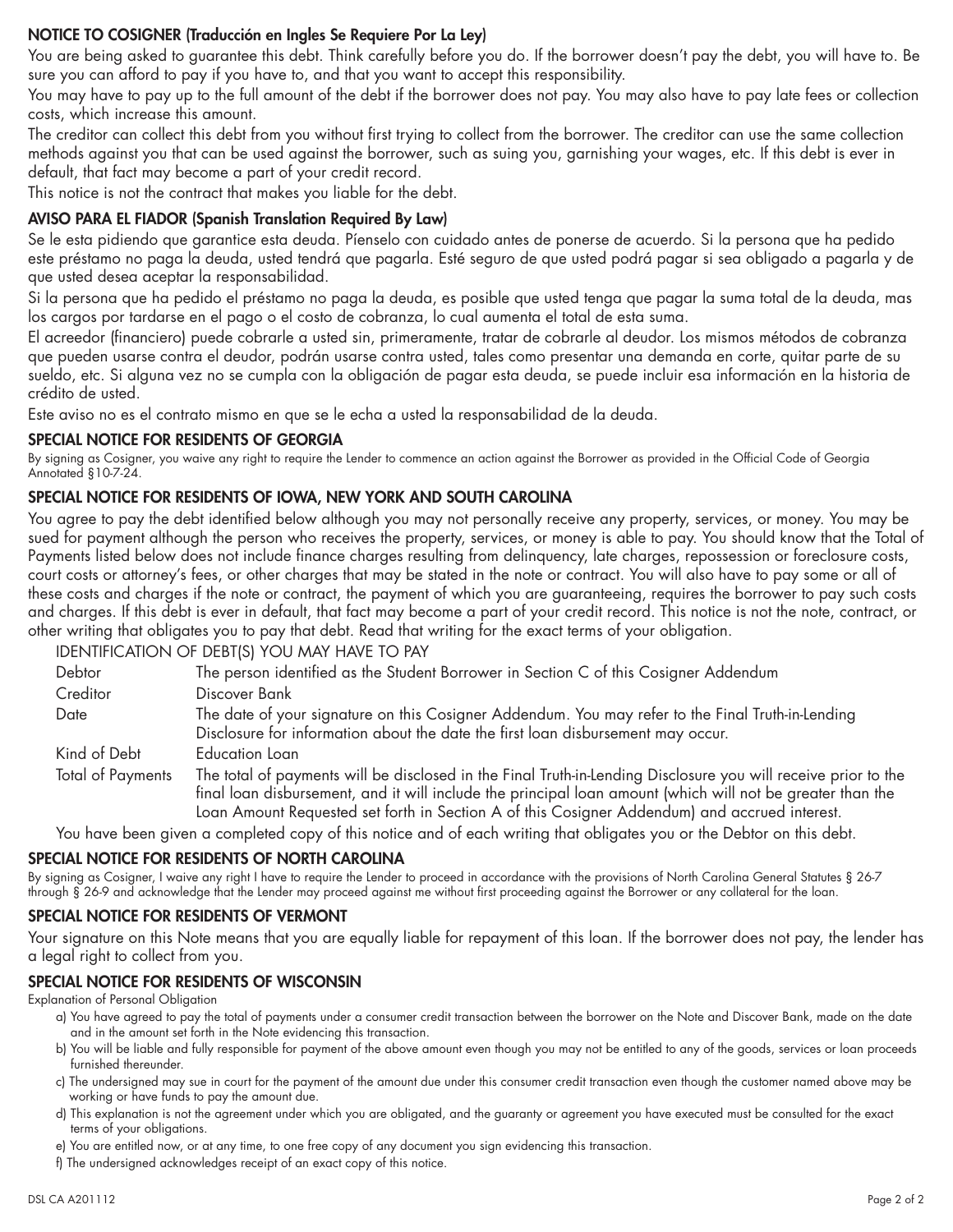## NOTICE TO COSIGNER (Traducción en Ingles Se Requiere Por La Ley)

You are being asked to guarantee this debt. Think carefully before you do. If the borrower doesn't pay the debt, you will have to. Be sure you can afford to pay if you have to, and that you want to accept this responsibility.

You may have to pay up to the full amount of the debt if the borrower does not pay. You may also have to pay late fees or collection costs, which increase this amount.

The creditor can collect this debt from you without first trying to collect from the borrower. The creditor can use the same collection methods against you that can be used against the borrower, such as suing you, garnishing your wages, etc. If this debt is ever in default, that fact may become a part of your credit record.

This notice is not the contract that makes you liable for the debt.

## AVISO PARA EL FIADOR (Spanish Translation Required By Law)

Se le esta pidiendo que garantice esta deuda. Piénselo con cuidado antes de ponerse de acuerdo. Si la persona que ha pedido este préstamo no paga la deuda, usted tendrá que pagarla. Esté seguro de que usted podrá pagar si sea obligado a pagarla y de que usted desea aceptar la responsabilidad.

Si la persona que ha pedido el préstamo no paga la deuda, es posible que usted tenga que pagar la suma total de la deuda, mas los cargos por tardarse en el pago o el costo de cobranza, lo cual aumenta el total de esta suma.

El acreedor (financiero) puede cobrarle a usted sin, primeramente, tratar de cobrarle al deudor. Los mismos métodos de cobranza que pueden usarse contra el deudor, podrán usarse contra usted, tales como presentar una demanda en corte, quitar parte de su sueldo, etc. Si alguna vez no se cumpla con la obligación de pagar esta deuda, se puede incluir esa información en la historia de crédito de usted.

Este aviso no es el contrato mismo en que se le echa a usted la responsabilidad de la deuda.

## SPECIAL NOTICE FOR RESIDENTS OF GEORGIA

By signing as Cosigner, you waive any right to require the Lender to commence an action against the Borrower as provided in the Official Code of Georgia Annotated §10-7-24.

## SPECIAL NOTICE FOR RESIDENTS OF IOWA, NEW YORK AND SOUTH CAROLINA

You agree to pay the debt identified below although you may not personally receive any property, services, or money. You may be sued for payment although the person who receives the property, services, or money is able to pay. You should know that the Total of Payments listed below does not include finance charges resulting from delinquency, late charges, repossession or foreclosure costs, court costs or attorney's fees, or other charges that may be stated in the note or contract. You will also have to pay some or all of these costs and charges if the note or contract, the payment of which you are guaranteeing, requires the borrower to pay such costs and charges. If this debt is ever in default, that fact may become a part of your credit record. This notice is not the note, contract, or other writing that obligates you to pay that debt. Read that writing for the exact terms of your obligation.

IDENTIFICATION OF DEBT(S) YOU MAY HAVE TO PAY

| | |
|---|---|
| Debtor | The person identified as the Student Borrower in Section C of this Cosigner Addendum |
| Creditor | Discover Bank |
| Date | The date of your signature on this Cosigner Addendum. You may refer to the Final Truth-in-Lending Disclosure for information about the date the first loan disbursement may occur. |
| Kind of Debt | Education Loan |
| Total of Payments | The total of payments will be disclosed in the Final Truth-in-Lending Disclosure you will receive prior to the final loan disbursement, and it will include the principal loan amount (which will not be greater than the Loan Amount Requested set forth in Section A of this Cosigner Addendum) and accrued interest. |

You have been given a completed copy of this notice and of each writing that obligates you or the Debtor on this debt.

## SPECIAL NOTICE FOR RESIDENTS OF NORTH CAROLINA

By signing as Cosigner, I waive any right I have to require the Lender to proceed in accordance with the provisions of North Carolina General Statutes § 26-7 through § 26-9 and acknowledge that the Lender may proceed against me without first proceeding against the Borrower or any collateral for the loan.

## SPECIAL NOTICE FOR RESIDENTS OF VERMONT

Your signature on this Note means that you are equally liable for repayment of this loan. If the borrower does not pay, the lender has a legal right to collect from you.

## SPECIAL NOTICE FOR RESIDENTS OF WISCONSIN

Explanation of Personal Obligation

a) You have agreed to pay the total of payments under a consumer credit transaction between the borrower on the Note and Discover Bank, made on the date and in the amount set forth in the Note evidencing this transaction.

b) You will be liable and fully responsible for payment of the above amount even though you may not be entitled to any of the goods, services or loan proceeds furnished thereunder.

c) The undersigned may sue in court for the payment of the amount due under this consumer credit transaction even though the customer named above may be working or have funds to pay the amount due.

d) This explanation is not the agreement under which you are obligated, and the guaranty or agreement you have executed must be consulted for the exact terms of your obligations.

e) You are entitled now, or at any time, to one free copy of any document you sign evidencing this transaction.

f) The undersigned acknowledges receipt of an exact copy of this notice.

DSL CA A201112